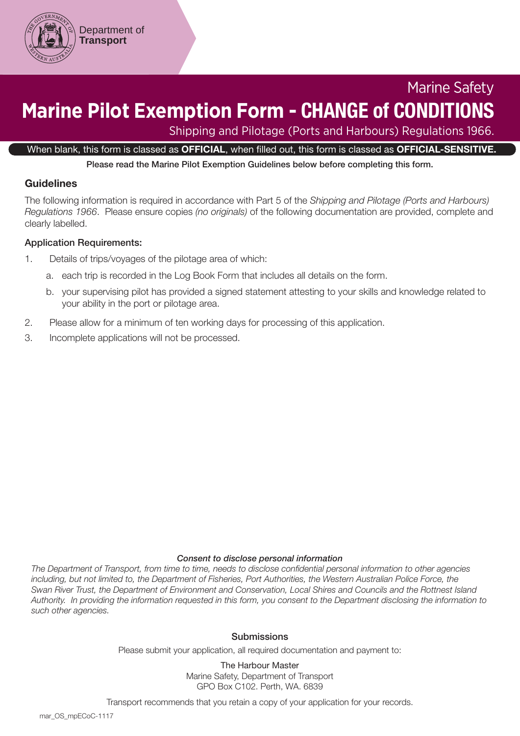Department of **Transport**

Marine Safety

# Marine Pilot Exemption Form - CHANGE of CONDITIONS

Shipping and Pilotage (Ports and Harbours) Regulations 1966.

When blank, this form is classed as **OFFICIAL**, when filled out, this form is classed as **OFFICIAL-SENSITIVE.**

**Please read the Marine Pilot Exemption Guidelines below before completing this form.**

## Guidelines

The following information is required in accordance with Part 5 of the *Shipping and Pilotage (Ports and Harbours) Regulations 1966*. Please ensure copies *(no originals)* of the following documentation are provided, complete and clearly labelled.

### Application Requirements:

1. Details of trips/voyages of the pilotage area of which:
   a. each trip is recorded in the Log Book Form that includes all details on the form.
   b. your supervising pilot has provided a signed statement attesting to your skills and knowledge related to your ability in the port or pilotage area.
2. Please allow for a minimum of ten working days for processing of this application.
3. Incomplete applications will not be processed.

***Consent to disclose personal information***

*The Department of Transport, from time to time, needs to disclose confidential personal information to other agencies including, but not limited to, the Department of Fisheries, Port Authorities, the Western Australian Police Force, the Swan River Trust, the Department of Environment and Conservation, Local Shires and Councils and the Rottnest Island Authority. In providing the information requested in this form, you consent to the Department disclosing the information to such other agencies.*

**Submissions**

Please submit your application, all required documentation and payment to:

The Harbour Master
Marine Safety, Department of Transport
GPO Box C102. Perth, WA. 6839

Transport recommends that you retain a copy of your application for your records.

mar_OS_mpECoC-1117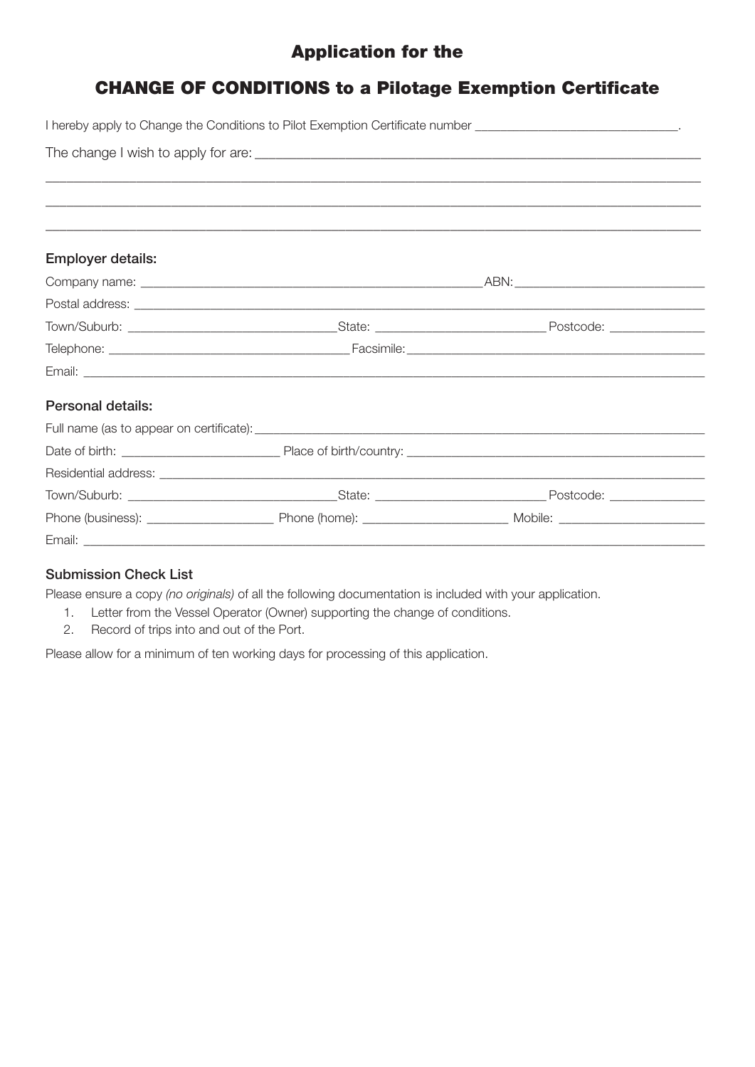# Application for the

# CHANGE OF CONDITIONS to a Pilotage Exemption Certificate

I hereby apply to Change the Conditions to Pilot Exemption Certificate number ______________________________.

The change I wish to apply for are: ______________________________________________________________

______________________________________________________________________________________

______________________________________________________________________________________

______________________________________________________________________________________

### Employer details:

Company name: ________________________________________________ ABN: ___________________________

Postal address: ______________________________________________________________________________

Town/Suburb: ________________________________ State: _________________________ Postcode: ______________

Telephone: ___________________________________ Facsimile: _____________________________________________

Email: _____________________________________________________________________________________

### Personal details:

Full name (as to appear on certificate): ______________________________________________________________

Date of birth: _______________________ Place of birth/country: _____________________________________________

Residential address: __________________________________________________________________________

Town/Suburb: ________________________________ State: _________________________ Postcode: ______________

Phone (business): ___________________ Phone (home): _____________________ Mobile: _____________________

Email: _____________________________________________________________________________________

### Submission Check List

Please ensure a copy *(no originals)* of all the following documentation is included with your application.

1. Letter from the Vessel Operator (Owner) supporting the change of conditions.
2. Record of trips into and out of the Port.

Please allow for a minimum of ten working days for processing of this application.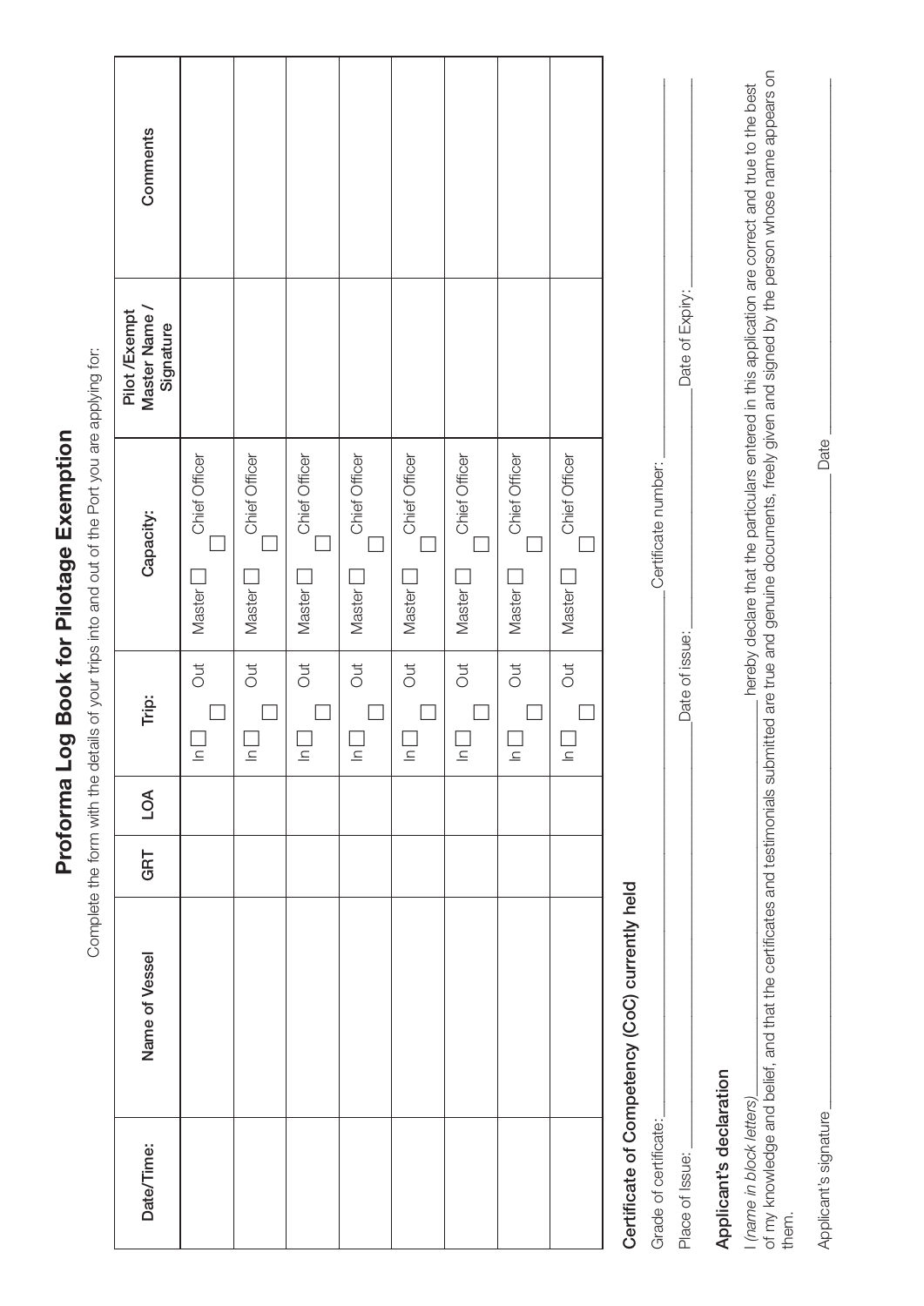# Proforma Log Book for Pilotage Exemption

Complete the form with the details of your trips into and out of the Port you are applying for:

| Date/Time: | Name of Vessel | GRT | LOA | Trip: | Capacity: | Pilot /Exempt Master Name / Signature | Comments |
|---|---|---|---|---|---|---|---|
| | | | | In ☐ Out ☐ | Master ☐ Chief Officer ☐ | | |
| | | | | In ☐ Out ☐ | Master ☐ Chief Officer ☐ | | |
| | | | | In ☐ Out ☐ | Master ☐ Chief Officer ☐ | | |
| | | | | In ☐ Out ☐ | Master ☐ Chief Officer ☐ | | |
| | | | | In ☐ Out ☐ | Master ☐ Chief Officer ☐ | | |
| | | | | In ☐ Out ☐ | Master ☐ Chief Officer ☐ | | |
| | | | | In ☐ Out ☐ | Master ☐ Chief Officer ☐ | | |
| | | | | In ☐ Out ☐ | Master ☐ Chief Officer ☐ | | |

## Certificate of Competency (CoC) currently held

Grade of certificate: ____________________ Certificate number: ____________________

Place of Issue: ____________________ Date of issue: ____________________ Date of Expiry: ____________________

## Applicant's declaration

I *(name in block letters)* ____________________ hereby declare that the particulars entered in this application are correct and true to the best of my knowledge and belief, and that the certificates and testimonials submitted are true and genuine documents, freely given and signed by the person whose name appears on them.

Applicant's signature ____________________ Date ____________________